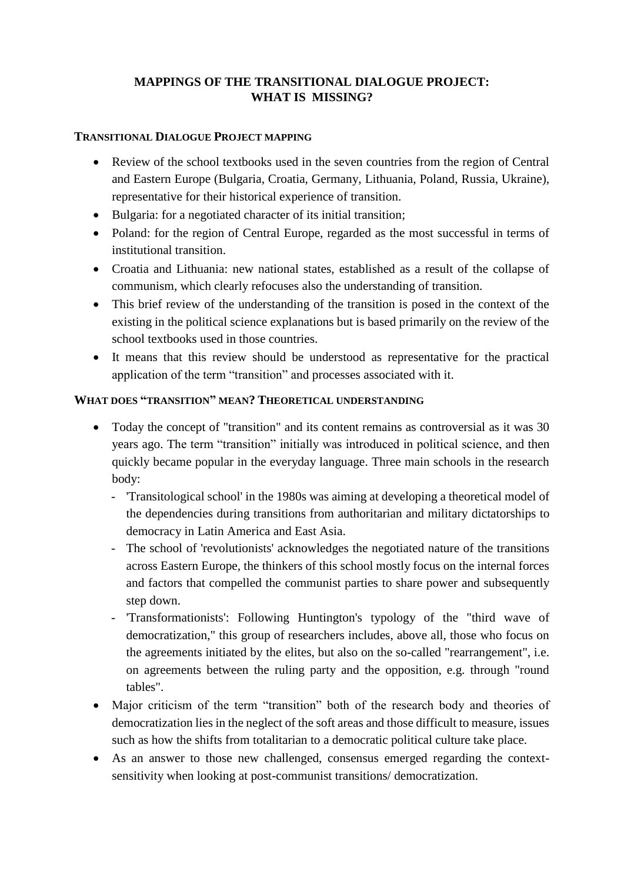# MAPPINGS OF THE TRANSITIONAL DIALOGUE PROJECT: WHAT IS MISSING?

## TRANSITIONAL DIALOGUE PROJECT MAPPING

- Review of the school textbooks used in the seven countries from the region of Central and Eastern Europe (Bulgaria, Croatia, Germany, Lithuania, Poland, Russia, Ukraine), representative for their historical experience of transition.
- Bulgaria: for a negotiated character of its initial transition;
- Poland: for the region of Central Europe, regarded as the most successful in terms of institutional transition.
- Croatia and Lithuania: new national states, established as a result of the collapse of communism, which clearly refocuses also the understanding of transition.
- This brief review of the understanding of the transition is posed in the context of the existing in the political science explanations but is based primarily on the review of the school textbooks used in those countries.
- It means that this review should be understood as representative for the practical application of the term "transition" and processes associated with it.

## WHAT DOES "TRANSITION" MEAN? THEORETICAL UNDERSTANDING

- Today the concept of "transition" and its content remains as controversial as it was 30 years ago. The term "transition" initially was introduced in political science, and then quickly became popular in the everyday language. Three main schools in the research body:
  - 'Transitological school' in the 1980s was aiming at developing a theoretical model of the dependencies during transitions from authoritarian and military dictatorships to democracy in Latin America and East Asia.
  - The school of 'revolutionists' acknowledges the negotiated nature of the transitions across Eastern Europe, the thinkers of this school mostly focus on the internal forces and factors that compelled the communist parties to share power and subsequently step down.
  - 'Transformationists': Following Huntington's typology of the "third wave of democratization," this group of researchers includes, above all, those who focus on the agreements initiated by the elites, but also on the so-called "rearrangement", i.e. on agreements between the ruling party and the opposition, e.g. through "round tables".
- Major criticism of the term "transition" both of the research body and theories of democratization lies in the neglect of the soft areas and those difficult to measure, issues such as how the shifts from totalitarian to a democratic political culture take place.
- As an answer to those new challenged, consensus emerged regarding the context-sensitivity when looking at post-communist transitions/ democratization.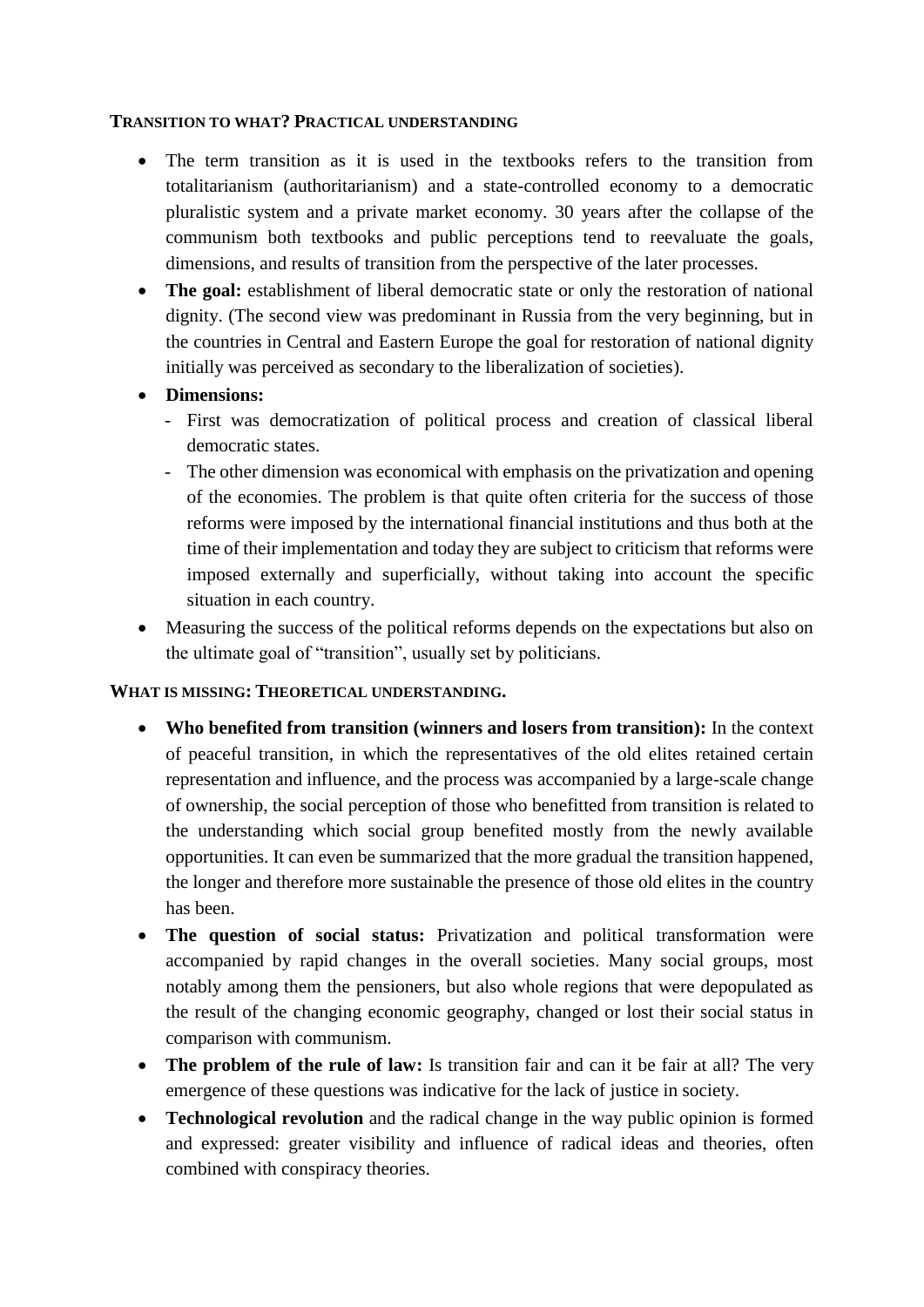### TRANSITION TO WHAT? PRACTICAL UNDERSTANDING

- The term transition as it is used in the textbooks refers to the transition from totalitarianism (authoritarianism) and a state-controlled economy to a democratic pluralistic system and a private market economy. 30 years after the collapse of the communism both textbooks and public perceptions tend to reevaluate the goals, dimensions, and results of transition from the perspective of the later processes.
- **The goal:** establishment of liberal democratic state or only the restoration of national dignity. (The second view was predominant in Russia from the very beginning, but in the countries in Central and Eastern Europe the goal for restoration of national dignity initially was perceived as secondary to the liberalization of societies).
- **Dimensions:**
  - First was democratization of political process and creation of classical liberal democratic states.
  - The other dimension was economical with emphasis on the privatization and opening of the economies. The problem is that quite often criteria for the success of those reforms were imposed by the international financial institutions and thus both at the time of their implementation and today they are subject to criticism that reforms were imposed externally and superficially, without taking into account the specific situation in each country.
- Measuring the success of the political reforms depends on the expectations but also on the ultimate goal of "transition", usually set by politicians.

### WHAT IS MISSING: THEORETICAL UNDERSTANDING.

- **Who benefited from transition (winners and losers from transition):** In the context of peaceful transition, in which the representatives of the old elites retained certain representation and influence, and the process was accompanied by a large-scale change of ownership, the social perception of those who benefitted from transition is related to the understanding which social group benefited mostly from the newly available opportunities. It can even be summarized that the more gradual the transition happened, the longer and therefore more sustainable the presence of those old elites in the country has been.
- **The question of social status:** Privatization and political transformation were accompanied by rapid changes in the overall societies. Many social groups, most notably among them the pensioners, but also whole regions that were depopulated as the result of the changing economic geography, changed or lost their social status in comparison with communism.
- **The problem of the rule of law:** Is transition fair and can it be fair at all? The very emergence of these questions was indicative for the lack of justice in society.
- **Technological revolution** and the radical change in the way public opinion is formed and expressed: greater visibility and influence of radical ideas and theories, often combined with conspiracy theories.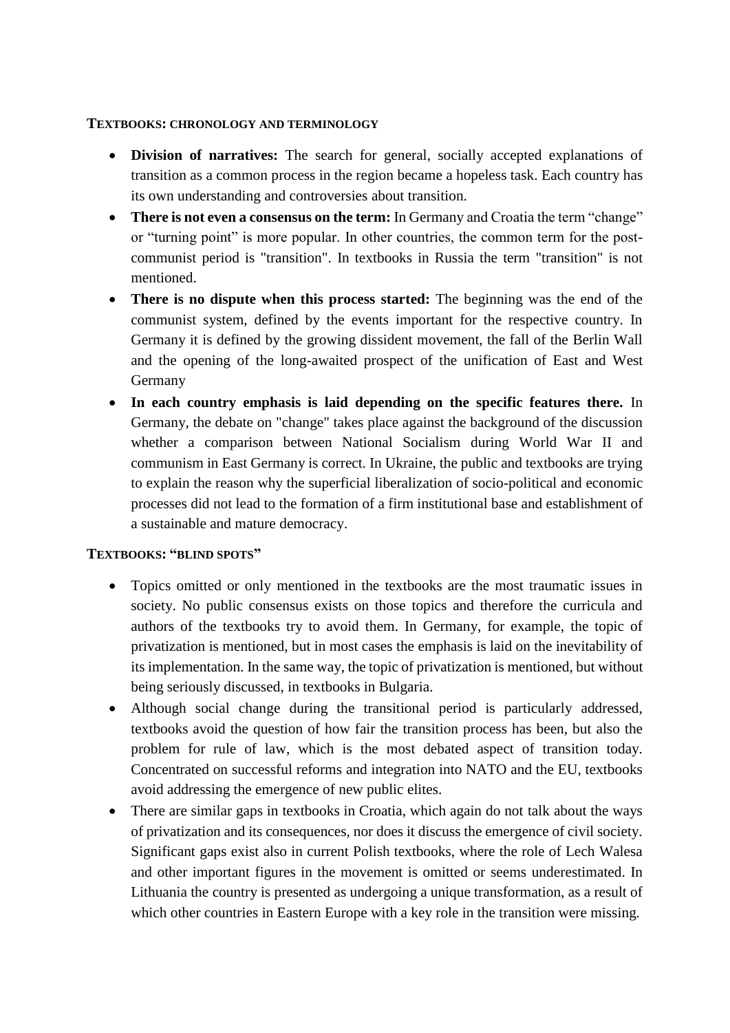## TEXTBOOKS: CHRONOLOGY AND TERMINOLOGY

- **Division of narratives:** The search for general, socially accepted explanations of transition as a common process in the region became a hopeless task. Each country has its own understanding and controversies about transition.
- **There is not even a consensus on the term:** In Germany and Croatia the term "change" or "turning point" is more popular. In other countries, the common term for the post-communist period is "transition". In textbooks in Russia the term "transition" is not mentioned.
- **There is no dispute when this process started:** The beginning was the end of the communist system, defined by the events important for the respective country. In Germany it is defined by the growing dissident movement, the fall of the Berlin Wall and the opening of the long-awaited prospect of the unification of East and West Germany
- **In each country emphasis is laid depending on the specific features there.** In Germany, the debate on "change" takes place against the background of the discussion whether a comparison between National Socialism during World War II and communism in East Germany is correct. In Ukraine, the public and textbooks are trying to explain the reason why the superficial liberalization of socio-political and economic processes did not lead to the formation of a firm institutional base and establishment of a sustainable and mature democracy.

## TEXTBOOKS: "BLIND SPOTS"

- Topics omitted or only mentioned in the textbooks are the most traumatic issues in society. No public consensus exists on those topics and therefore the curricula and authors of the textbooks try to avoid them. In Germany, for example, the topic of privatization is mentioned, but in most cases the emphasis is laid on the inevitability of its implementation. In the same way, the topic of privatization is mentioned, but without being seriously discussed, in textbooks in Bulgaria.
- Although social change during the transitional period is particularly addressed, textbooks avoid the question of how fair the transition process has been, but also the problem for rule of law, which is the most debated aspect of transition today. Concentrated on successful reforms and integration into NATO and the EU, textbooks avoid addressing the emergence of new public elites.
- There are similar gaps in textbooks in Croatia, which again do not talk about the ways of privatization and its consequences, nor does it discuss the emergence of civil society. Significant gaps exist also in current Polish textbooks, where the role of Lech Walesa and other important figures in the movement is omitted or seems underestimated. In Lithuania the country is presented as undergoing a unique transformation, as a result of which other countries in Eastern Europe with a key role in the transition were missing.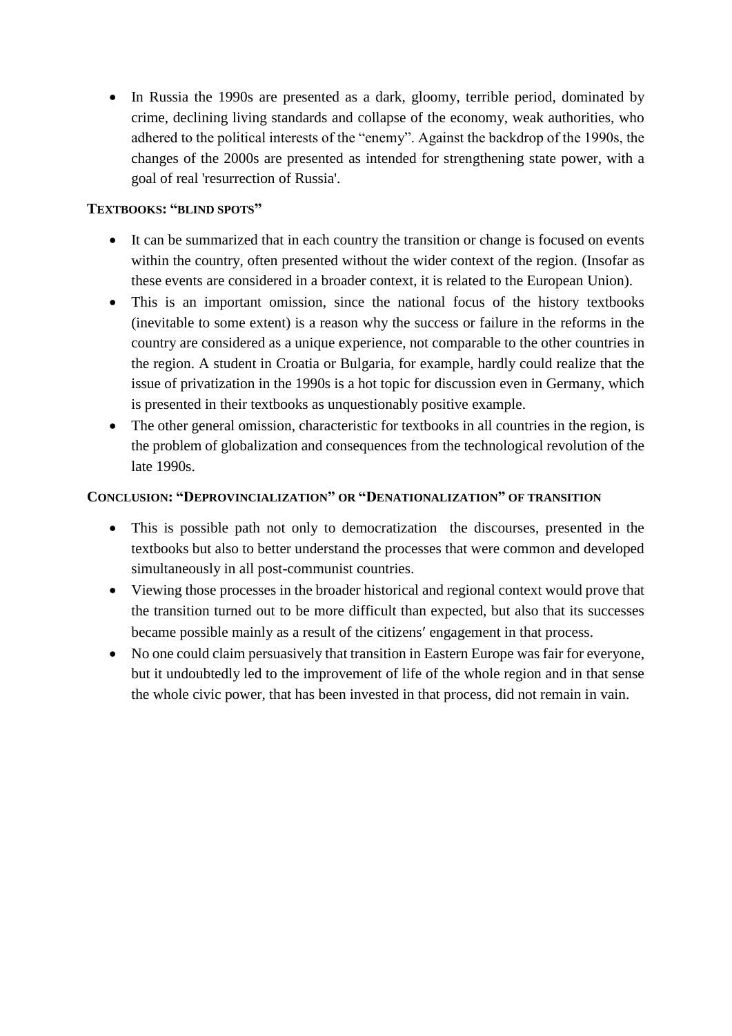- In Russia the 1990s are presented as a dark, gloomy, terrible period, dominated by crime, declining living standards and collapse of the economy, weak authorities, who adhered to the political interests of the "enemy". Against the backdrop of the 1990s, the changes of the 2000s are presented as intended for strengthening state power, with a goal of real 'resurrection of Russia'.

### TEXTBOOKS: "BLIND SPOTS"

- It can be summarized that in each country the transition or change is focused on events within the country, often presented without the wider context of the region. (Insofar as these events are considered in a broader context, it is related to the European Union).
- This is an important omission, since the national focus of the history textbooks (inevitable to some extent) is a reason why the success or failure in the reforms in the country are considered as a unique experience, not comparable to the other countries in the region. A student in Croatia or Bulgaria, for example, hardly could realize that the issue of privatization in the 1990s is a hot topic for discussion even in Germany, which is presented in their textbooks as unquestionably positive example.
- The other general omission, characteristic for textbooks in all countries in the region, is the problem of globalization and consequences from the technological revolution of the late 1990s.

### CONCLUSION: "DEPROVINCIALIZATION" OR "DENATIONALIZATION" OF TRANSITION

- This is possible path not only to democratization the discourses, presented in the textbooks but also to better understand the processes that were common and developed simultaneously in all post-communist countries.
- Viewing those processes in the broader historical and regional context would prove that the transition turned out to be more difficult than expected, but also that its successes became possible mainly as a result of the citizens′ engagement in that process.
- No one could claim persuasively that transition in Eastern Europe was fair for everyone, but it undoubtedly led to the improvement of life of the whole region and in that sense the whole civic power, that has been invested in that process, did not remain in vain.